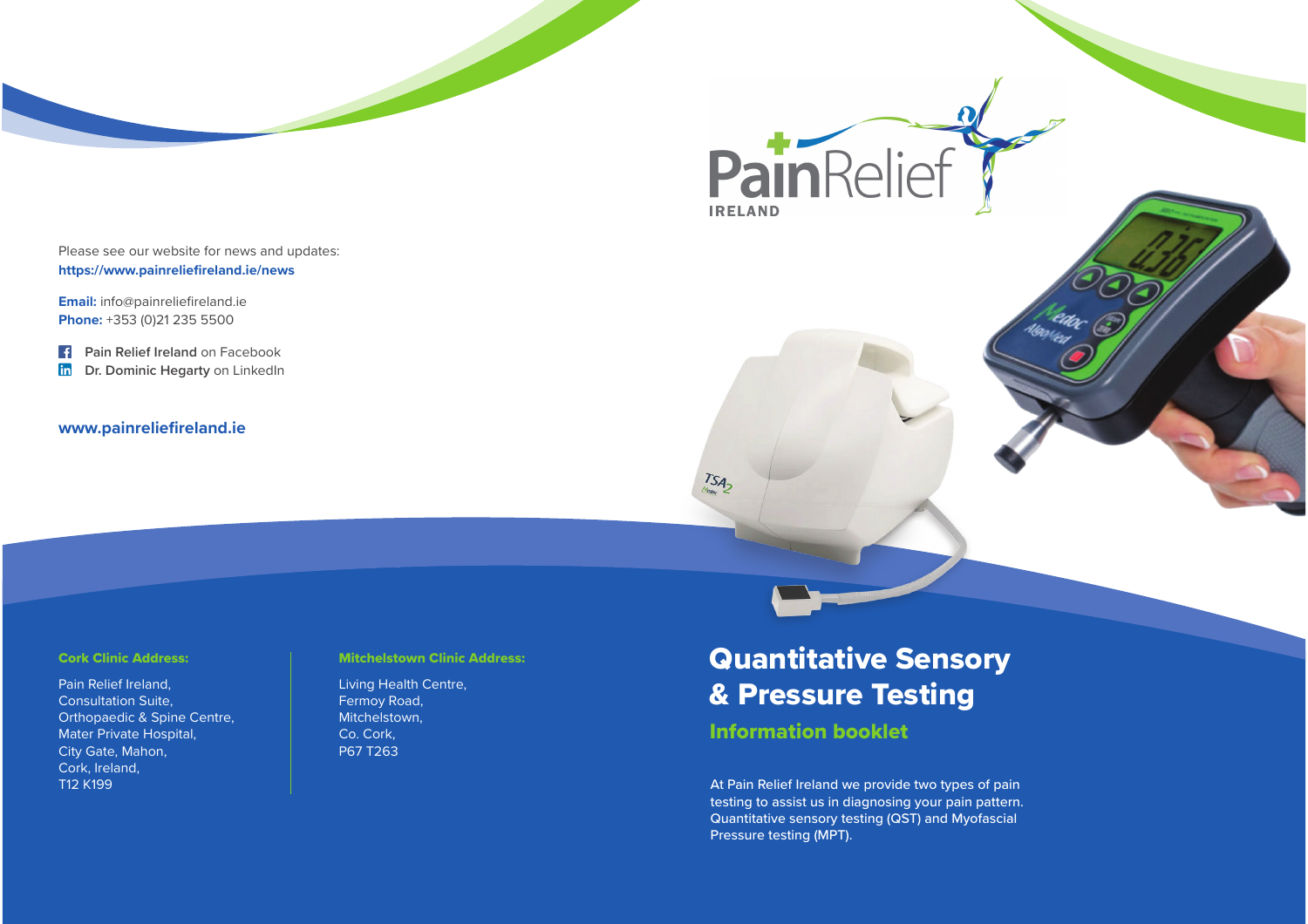Please see our website for news and updates:
**https://www.painreliefireland.ie/news**

**Email:** info@painreliefireland.ie
**Phone:** +353 (0)21 235 5500

**Pain Relief Ireland** on Facebook
**Dr. Dominic Hegarty** on LinkedIn

**www.painreliefireland.ie**

**Cork Clinic Address:**

Pain Relief Ireland,
Consultation Suite,
Orthopaedic & Spine Centre,
Mater Private Hospital,
City Gate, Mahon,
Cork, Ireland,
T12 K199

**Mitchelstown Clinic Address:**

Living Health Centre,
Fermoy Road,
Mitchelstown,
Co. Cork,
P67 T263

PainRelief
IRELAND

# Quantitative Sensory & Pressure Testing

## Information booklet

At Pain Relief Ireland we provide two types of pain testing to assist us in diagnosing your pain pattern. Quantitative sensory testing (QST) and Myofascial Pressure testing (MPT).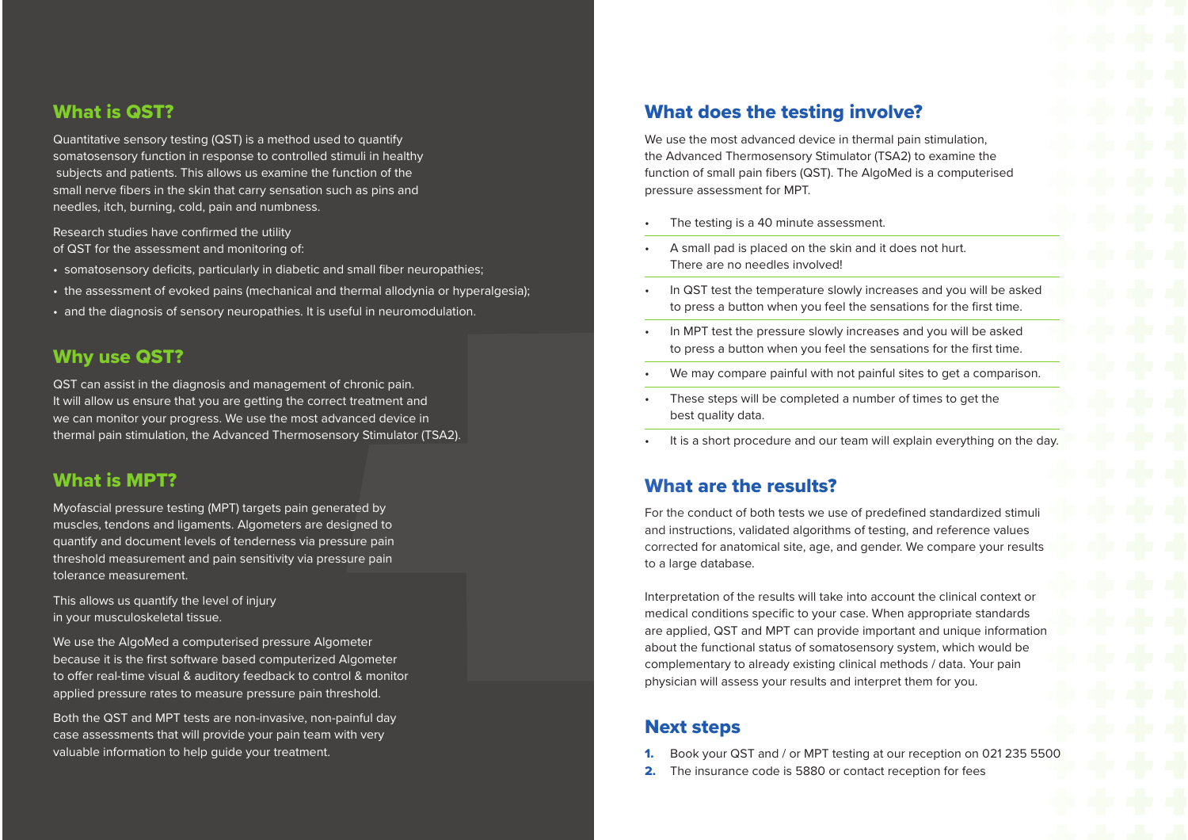## What is QST?

Quantitative sensory testing (QST) is a method used to quantify somatosensory function in response to controlled stimuli in healthy subjects and patients. This allows us examine the function of the small nerve fibers in the skin that carry sensation such as pins and needles, itch, burning, cold, pain and numbness.

Research studies have confirmed the utility of QST for the assessment and monitoring of:

- somatosensory deficits, particularly in diabetic and small fiber neuropathies;
- the assessment of evoked pains (mechanical and thermal allodynia or hyperalgesia);
- and the diagnosis of sensory neuropathies. It is useful in neuromodulation.

## Why use QST?

QST can assist in the diagnosis and management of chronic pain. It will allow us ensure that you are getting the correct treatment and we can monitor your progress. We use the most advanced device in thermal pain stimulation, the Advanced Thermosensory Stimulator (TSA2).

## What is MPT?

Myofascial pressure testing (MPT) targets pain generated by muscles, tendons and ligaments. Algometers are designed to quantify and document levels of tenderness via pressure pain threshold measurement and pain sensitivity via pressure pain tolerance measurement.

This allows us quantify the level of injury in your musculoskeletal tissue.

We use the AlgoMed a computerised pressure Algometer because it is the first software based computerized Algometer to offer real-time visual & auditory feedback to control & monitor applied pressure rates to measure pressure pain threshold.

Both the QST and MPT tests are non-invasive, non-painful day case assessments that will provide your pain team with very valuable information to help guide your treatment.

## What does the testing involve?

We use the most advanced device in thermal pain stimulation, the Advanced Thermosensory Stimulator (TSA2) to examine the function of small pain fibers (QST). The AlgoMed is a computerised pressure assessment for MPT.

- The testing is a 40 minute assessment.
- A small pad is placed on the skin and it does not hurt. There are no needles involved!
- In QST test the temperature slowly increases and you will be asked to press a button when you feel the sensations for the first time.
- In MPT test the pressure slowly increases and you will be asked to press a button when you feel the sensations for the first time.
- We may compare painful with not painful sites to get a comparison.
- These steps will be completed a number of times to get the best quality data.
- It is a short procedure and our team will explain everything on the day.

## What are the results?

For the conduct of both tests we use of predefined standardized stimuli and instructions, validated algorithms of testing, and reference values corrected for anatomical site, age, and gender. We compare your results to a large database.

Interpretation of the results will take into account the clinical context or medical conditions specific to your case. When appropriate standards are applied, QST and MPT can provide important and unique information about the functional status of somatosensory system, which would be complementary to already existing clinical methods / data. Your pain physician will assess your results and interpret them for you.

## Next steps

1. Book your QST and / or MPT testing at our reception on 021 235 5500
2. The insurance code is 5880 or contact reception for fees